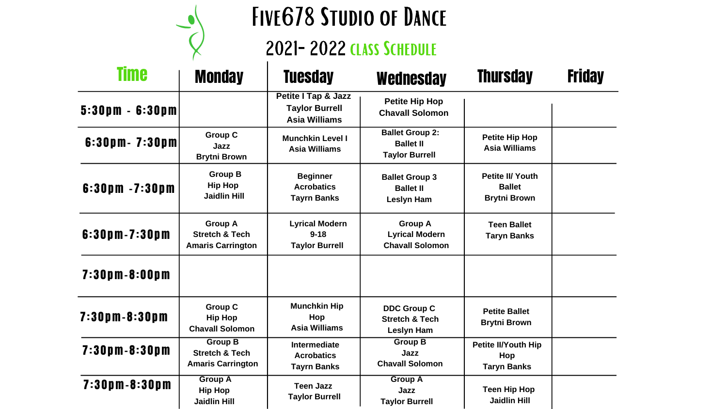# Five678 Studio of Dance

## 2021- 2022 Class Schedule

| Time | Monday | Tuesday | Wednesday | Thursday | Friday |
|---|---|---|---|---|---|
| 5:30pm - 6:30pm | | Petite I Tap & Jazz Taylor Burrell Asia Williams | Petite Hip Hop Chavall Solomon | | |
| 6:30pm- 7:30pm | Group C Jazz Brytni Brown | Munchkin Level I Asia Williams | Ballet Group 2: Ballet II Taylor Burrell | Petite Hip Hop Asia Williams | |
| 6:30pm -7:30pm | Group B Hip Hop Jaidlin Hill | Beginner Acrobatics Tayrn Banks | Ballet Group 3 Ballet II Leslyn Ham | Petite II/ Youth Ballet Brytni Brown | |
| 6:30pm-7:30pm | Group A Stretch & Tech Amaris Carrington | Lyrical Modern 9-18 Taylor Burrell | Group A Lyrical Modern Chavall Solomon | Teen Ballet Taryn Banks | |
| 7:30pm-8:00pm | | | | | |
| 7:30pm-8:30pm | Group C Hip Hop Chavall Solomon | Munchkin Hip Hop Asia Williams | DDC Group C Stretch & Tech Leslyn Ham | Petite Ballet Brytni Brown | |
| 7:30pm-8:30pm | Group B Stretch & Tech Amaris Carrington | Intermediate Acrobatics Tayrn Banks | Group B Jazz Chavall Solomon | Petite II/Youth Hip Hop Taryn Banks | |
| 7:30pm-8:30pm | Group A Hip Hop Jaidlin Hill | Teen Jazz Taylor Burrell | Group A Jazz Taylor Burrell | Teen Hip Hop Jaidlin Hill | |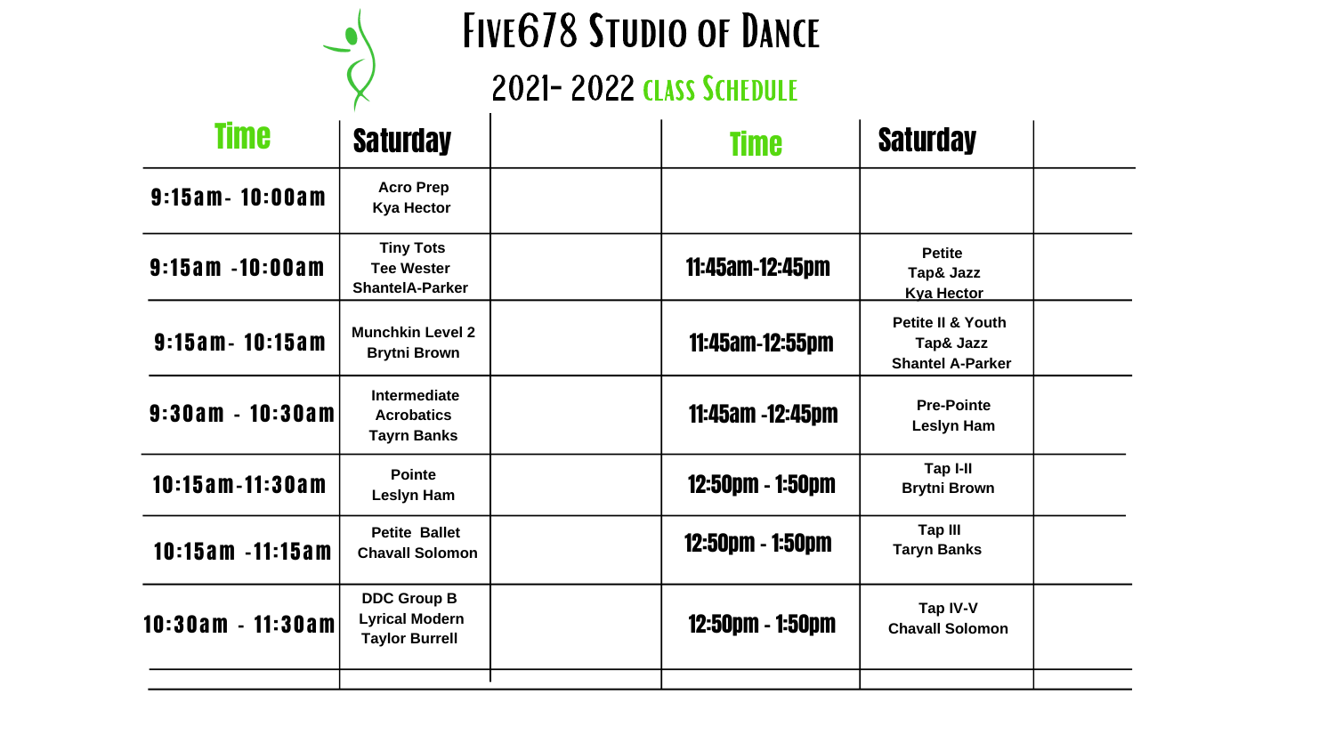# Five678 Studio of Dance

## 2021- 2022 Class Schedule

| Time | Saturday | | Time | Saturday | |
|---|---|---|---|---|---|
| 9:15am- 10:00am | Acro Prep<br>Kya Hector | | | | |
| 9:15am -10:00am | Tiny Tots<br>Tee Wester<br>ShantelA-Parker | | 11:45am-12:45pm | Petite<br>Tap& Jazz<br>Kya Hector | |
| 9:15am- 10:15am | Munchkin Level 2<br>Brytni Brown | | 11:45am-12:55pm | Petite II & Youth<br>Tap& Jazz<br>Shantel A-Parker | |
| 9:30am - 10:30am | Intermediate<br>Acrobatics<br>Tayrn Banks | | 11:45am -12:45pm | Pre-Pointe<br>Leslyn Ham | |
| 10:15am-11:30am | Pointe<br>Leslyn Ham | | 12:50pm - 1:50pm | Tap I-II<br>Brytni Brown | |
| 10:15am -11:15am | Petite Ballet<br>Chavall Solomon | | 12:50pm - 1:50pm | Tap III<br>Taryn Banks | |
| 10:30am - 11:30am | DDC Group B<br>Lyrical Modern<br>Taylor Burrell | | 12:50pm - 1:50pm | Tap IV-V<br>Chavall Solomon | |
| | | | | | |